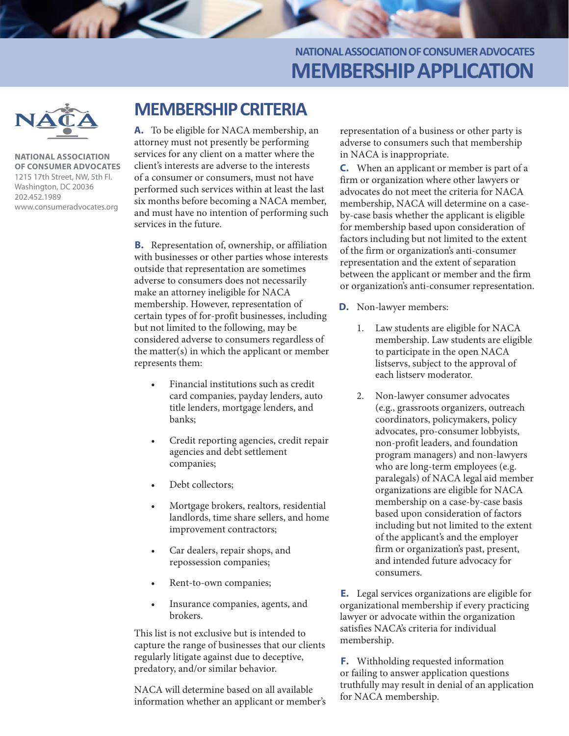# NATIONAL ASSOCIATION OF CONSUMER ADVOCATES
# MEMBERSHIP APPLICATION

**NATIONAL ASSOCIATION OF CONSUMER ADVOCATES**
1215 17th Street, NW, 5th Fl.
Washington, DC 20036
202.452.1989
www.consumeradvocates.org

## MEMBERSHIP CRITERIA

**A.** To be eligible for NACA membership, an attorney must not presently be performing services for any client on a matter where the client's interests are adverse to the interests of a consumer or consumers, must not have performed such services within at least the last six months before becoming a NACA member, and must have no intention of performing such services in the future.

**B.** Representation of, ownership, or affiliation with businesses or other parties whose interests outside that representation are sometimes adverse to consumers does not necessarily make an attorney ineligible for NACA membership. However, representation of certain types of for-profit businesses, including but not limited to the following, may be considered adverse to consumers regardless of the matter(s) in which the applicant or member represents them:

- Financial institutions such as credit card companies, payday lenders, auto title lenders, mortgage lenders, and banks;
- Credit reporting agencies, credit repair agencies and debt settlement companies;
- Debt collectors;
- Mortgage brokers, realtors, residential landlords, time share sellers, and home improvement contractors;
- Car dealers, repair shops, and repossession companies;
- Rent-to-own companies;
- Insurance companies, agents, and brokers.

This list is not exclusive but is intended to capture the range of businesses that our clients regularly litigate against due to deceptive, predatory, and/or similar behavior.

NACA will determine based on all available information whether an applicant or member's representation of a business or other party is adverse to consumers such that membership in NACA is inappropriate.

**C.** When an applicant or member is part of a firm or organization where other lawyers or advocates do not meet the criteria for NACA membership, NACA will determine on a case-by-case basis whether the applicant is eligible for membership based upon consideration of factors including but not limited to the extent of the firm or organization's anti-consumer representation and the extent of separation between the applicant or member and the firm or organization's anti-consumer representation.

**D.** Non-lawyer members:

1. Law students are eligible for NACA membership. Law students are eligible to participate in the open NACA listservs, subject to the approval of each listserv moderator.
2. Non-lawyer consumer advocates (e.g., grassroots organizers, outreach coordinators, policymakers, policy advocates, pro-consumer lobbyists, non-profit leaders, and foundation program managers) and non-lawyers who are long-term employees (e.g. paralegals) of NACA legal aid member organizations are eligible for NACA membership on a case-by-case basis based upon consideration of factors including but not limited to the extent of the applicant's and the employer firm or organization's past, present, and intended future advocacy for consumers.

**E.** Legal services organizations are eligible for organizational membership if every practicing lawyer or advocate within the organization satisfies NACA's criteria for individual membership.

**F.** Withholding requested information or failing to answer application questions truthfully may result in denial of an application for NACA membership.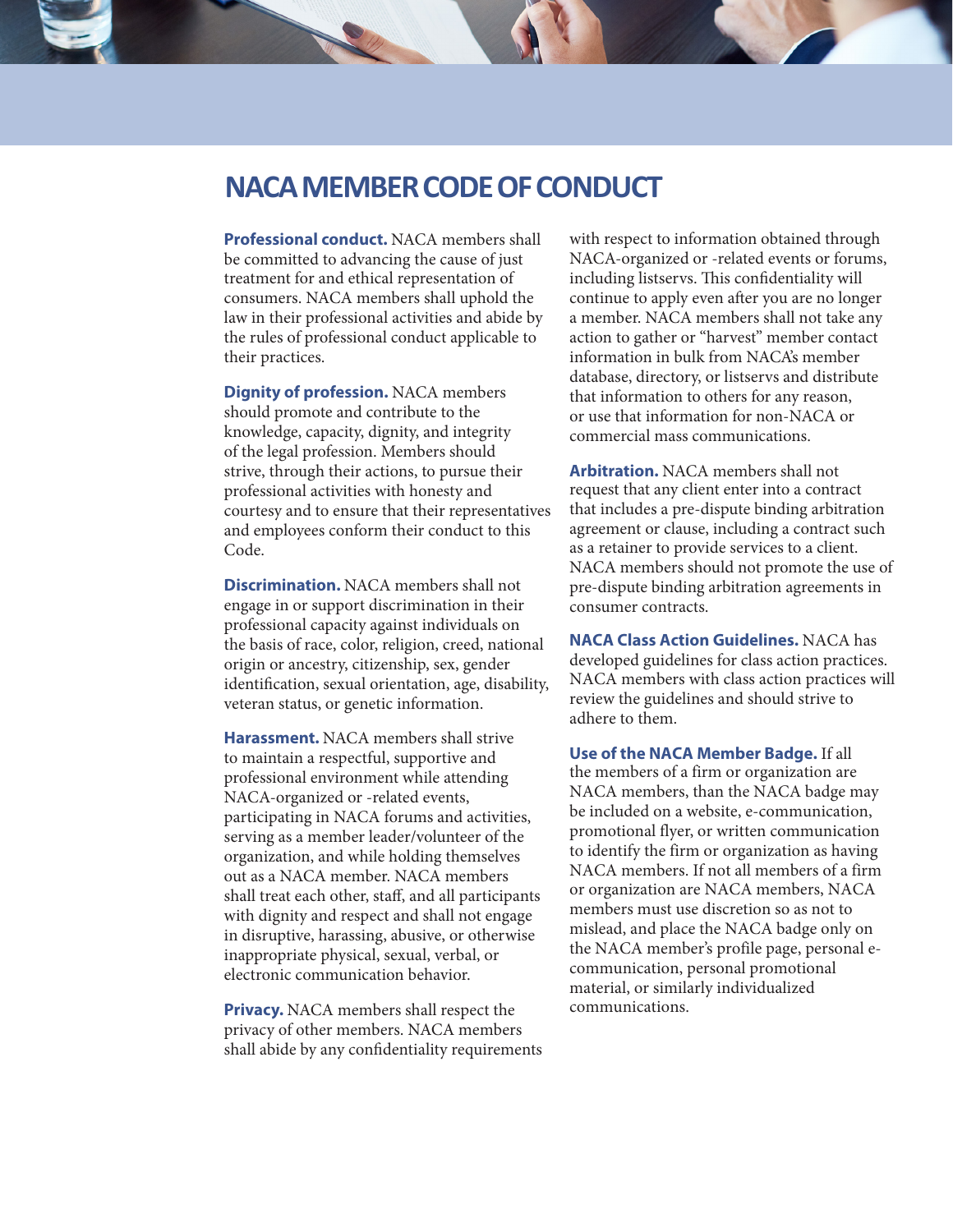# NACA MEMBER CODE OF CONDUCT

**Professional conduct.** NACA members shall be committed to advancing the cause of just treatment for and ethical representation of consumers. NACA members shall uphold the law in their professional activities and abide by the rules of professional conduct applicable to their practices.

**Dignity of profession.** NACA members should promote and contribute to the knowledge, capacity, dignity, and integrity of the legal profession. Members should strive, through their actions, to pursue their professional activities with honesty and courtesy and to ensure that their representatives and employees conform their conduct to this Code.

**Discrimination.** NACA members shall not engage in or support discrimination in their professional capacity against individuals on the basis of race, color, religion, creed, national origin or ancestry, citizenship, sex, gender identification, sexual orientation, age, disability, veteran status, or genetic information.

**Harassment.** NACA members shall strive to maintain a respectful, supportive and professional environment while attending NACA-organized or -related events, participating in NACA forums and activities, serving as a member leader/volunteer of the organization, and while holding themselves out as a NACA member. NACA members shall treat each other, staff, and all participants with dignity and respect and shall not engage in disruptive, harassing, abusive, or otherwise inappropriate physical, sexual, verbal, or electronic communication behavior.

**Privacy.** NACA members shall respect the privacy of other members. NACA members shall abide by any confidentiality requirements with respect to information obtained through NACA-organized or -related events or forums, including listservs. This confidentiality will continue to apply even after you are no longer a member. NACA members shall not take any action to gather or "harvest" member contact information in bulk from NACA's member database, directory, or listservs and distribute that information to others for any reason, or use that information for non-NACA or commercial mass communications.

**Arbitration.** NACA members shall not request that any client enter into a contract that includes a pre-dispute binding arbitration agreement or clause, including a contract such as a retainer to provide services to a client. NACA members should not promote the use of pre-dispute binding arbitration agreements in consumer contracts.

**NACA Class Action Guidelines.** NACA has developed guidelines for class action practices. NACA members with class action practices will review the guidelines and should strive to adhere to them.

**Use of the NACA Member Badge.** If all the members of a firm or organization are NACA members, than the NACA badge may be included on a website, e-communication, promotional flyer, or written communication to identify the firm or organization as having NACA members. If not all members of a firm or organization are NACA members, NACA members must use discretion so as not to mislead, and place the NACA badge only on the NACA member's profile page, personal e-communication, personal promotional material, or similarly individualized communications.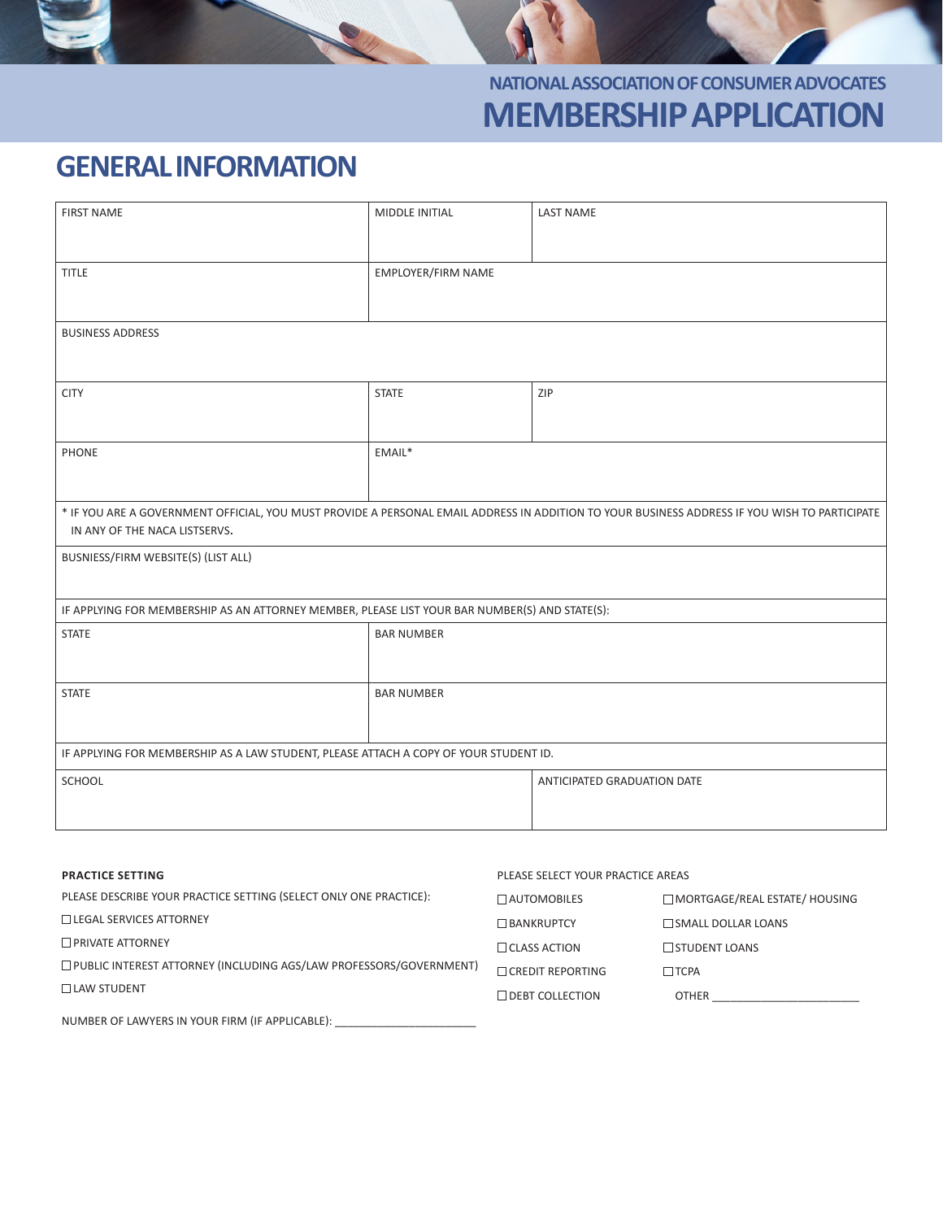NATIONAL ASSOCIATION OF CONSUMER ADVOCATES

# MEMBERSHIP APPLICATION

## GENERAL INFORMATION

| FIRST NAME | MIDDLE INITIAL | LAST NAME |
|---|---|---|
| | | |
| TITLE | EMPLOYER/FIRM NAME | |
| | | |
| BUSINESS ADDRESS | | |
| | | |
| CITY | STATE | ZIP |
| | | |
| PHONE | EMAIL* | |
| | | |
| * IF YOU ARE A GOVERNMENT OFFICIAL, YOU MUST PROVIDE A PERSONAL EMAIL ADDRESS IN ADDITION TO YOUR BUSINESS ADDRESS IF YOU WISH TO PARTICIPATE IN ANY OF THE NACA LISTSERVS. | | |
| BUSNIESS/FIRM WEBSITE(S) (LIST ALL) | | |
| | | |
| IF APPLYING FOR MEMBERSHIP AS AN ATTORNEY MEMBER, PLEASE LIST YOUR BAR NUMBER(S) AND STATE(S): | | |
| STATE | BAR NUMBER | |
| | | |
| STATE | BAR NUMBER | |
| | | |
| IF APPLYING FOR MEMBERSHIP AS A LAW STUDENT, PLEASE ATTACH A COPY OF YOUR STUDENT ID. | | |
| SCHOOL | | ANTICIPATED GRADUATION DATE |
| | | |

**PRACTICE SETTING**

PLEASE DESCRIBE YOUR PRACTICE SETTING (SELECT ONLY ONE PRACTICE):

- ☐ LEGAL SERVICES ATTORNEY
- ☐ PRIVATE ATTORNEY
- ☐ PUBLIC INTEREST ATTORNEY (INCLUDING AGS/LAW PROFESSORS/GOVERNMENT)
- ☐ LAW STUDENT

NUMBER OF LAWYERS IN YOUR FIRM (IF APPLICABLE): _______________________

PLEASE SELECT YOUR PRACTICE AREAS

- ☐ AUTOMOBILES
- ☐ BANKRUPTCY
- ☐ CLASS ACTION
- ☐ CREDIT REPORTING
- ☐ DEBT COLLECTION
- ☐ MORTGAGE/REAL ESTATE/ HOUSING
- ☐ SMALL DOLLAR LOANS
- ☐ STUDENT LOANS
- ☐ TCPA
- OTHER ________________________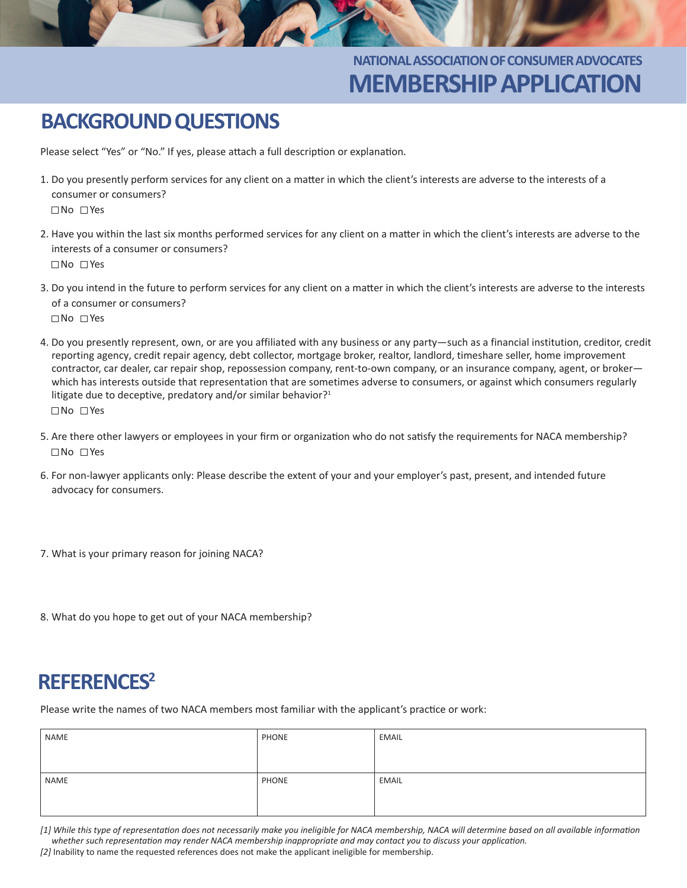NATIONAL ASSOCIATION OF CONSUMER ADVOCATES

# MEMBERSHIP APPLICATION

## BACKGROUND QUESTIONS

Please select "Yes" or "No." If yes, please attach a full description or explanation.

1. Do you presently perform services for any client on a matter in which the client's interests are adverse to the interests of a consumer or consumers?
   ☐No ☐Yes

2. Have you within the last six months performed services for any client on a matter in which the client's interests are adverse to the interests of a consumer or consumers?
   ☐No ☐Yes

3. Do you intend in the future to perform services for any client on a matter in which the client's interests are adverse to the interests of a consumer or consumers?
   ☐No ☐Yes

4. Do you presently represent, own, or are you affiliated with any business or any party—such as a financial institution, creditor, credit reporting agency, credit repair agency, debt collector, mortgage broker, realtor, landlord, timeshare seller, home improvement contractor, car dealer, car repair shop, repossession company, rent-to-own company, or an insurance company, agent, or broker—which has interests outside that representation that are sometimes adverse to consumers, or against which consumers regularly litigate due to deceptive, predatory and/or similar behavior?[1]
   ☐No ☐Yes

5. Are there other lawyers or employees in your firm or organization who do not satisfy the requirements for NACA membership?
   ☐No ☐Yes

6. For non-lawyer applicants only: Please describe the extent of your and your employer's past, present, and intended future advocacy for consumers.

7. What is your primary reason for joining NACA?

8. What do you hope to get out of your NACA membership?

## REFERENCES[2]

Please write the names of two NACA members most familiar with the applicant's practice or work:

| NAME | PHONE | EMAIL |
| --- | --- | --- |
| NAME | PHONE | EMAIL |

*[1] While this type of representation does not necessarily make you ineligible for NACA membership, NACA will determine based on all available information whether such representation may render NACA membership inappropriate and may contact you to discuss your application.*

*[2]* Inability to name the requested references does not make the applicant ineligible for membership.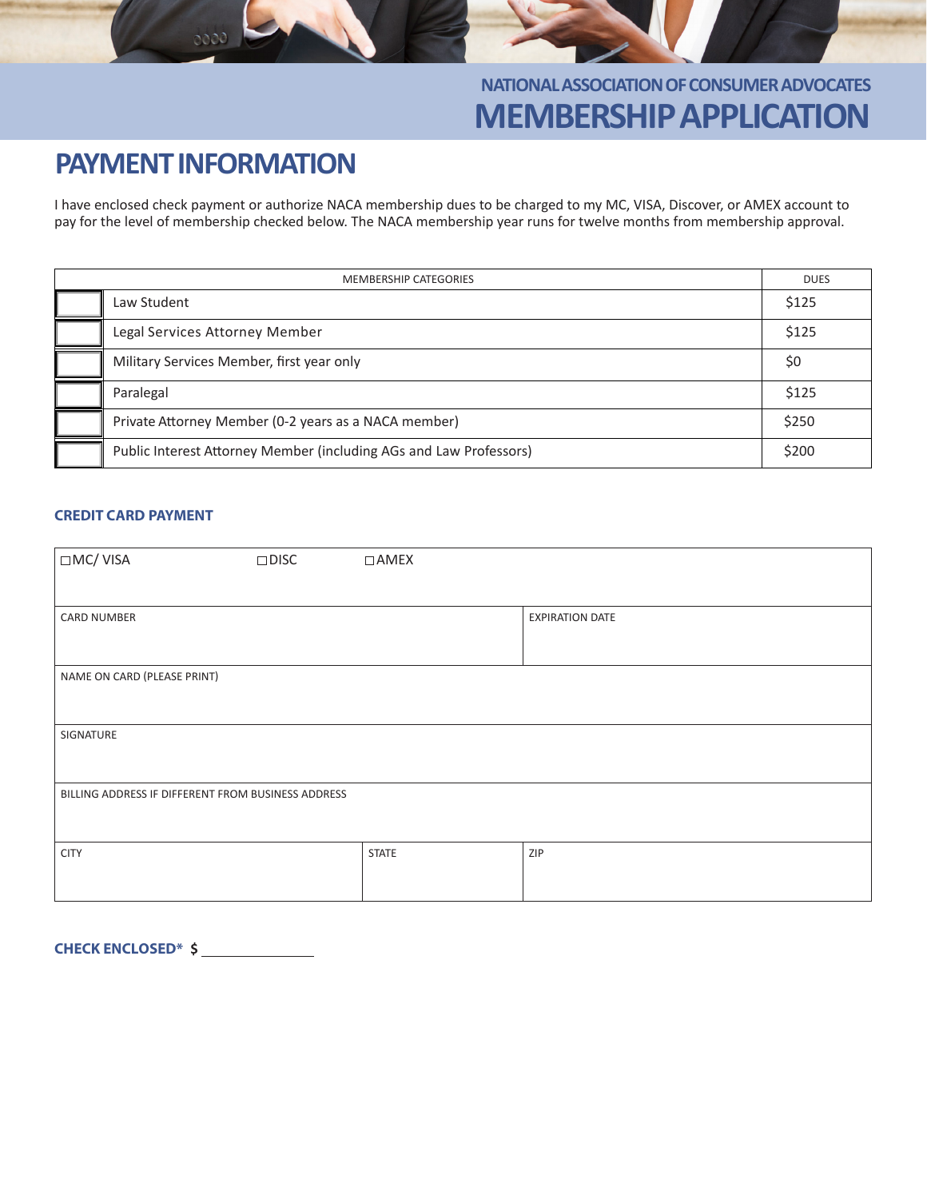NATIONAL ASSOCIATION OF CONSUMER ADVOCATES

# MEMBERSHIP APPLICATION

## PAYMENT INFORMATION

I have enclosed check payment or authorize NACA membership dues to be charged to my MC, VISA, Discover, or AMEX account to pay for the level of membership checked below. The NACA membership year runs for twelve months from membership approval.

| | MEMBERSHIP CATEGORIES | DUES |
|---|---|---|
| ☐ | Law Student | $125 |
| ☐ | Legal Services Attorney Member | $125 |
| ☐ | Military Services Member, first year only | $0 |
| ☐ | Paralegal | $125 |
| ☐ | Private Attorney Member (0-2 years as a NACA member) | $250 |
| ☐ | Public Interest Attorney Member (including AGs and Law Professors) | $200 |

### CREDIT CARD PAYMENT

| ☐MC/ VISA | ☐DISC | ☐AMEX |
|---|---|---|
| CARD NUMBER | | EXPIRATION DATE |
| NAME ON CARD (PLEASE PRINT) | | |
| SIGNATURE | | |
| BILLING ADDRESS IF DIFFERENT FROM BUSINESS ADDRESS | | |
| CITY | STATE | ZIP |

**CHECK ENCLOSED*** **$** ______________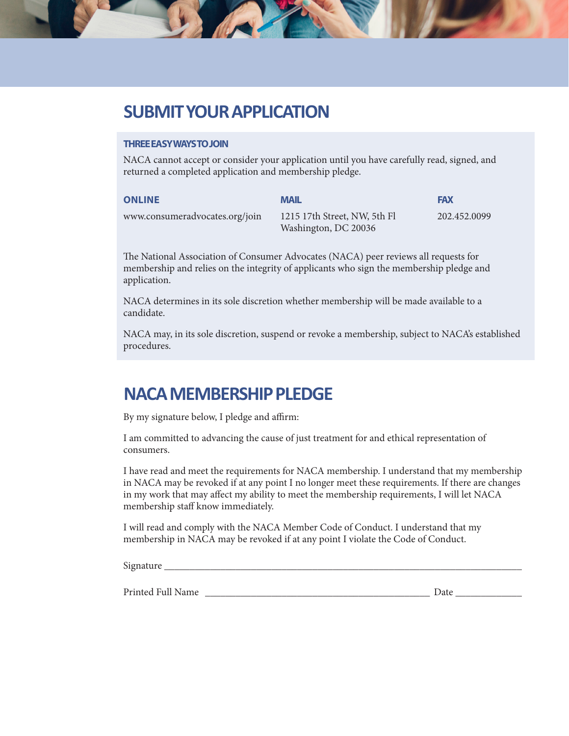## SUBMIT YOUR APPLICATION

### THREE EASY WAYS TO JOIN

NACA cannot accept or consider your application until you have carefully read, signed, and returned a completed application and membership pledge.

**ONLINE**

www.consumeradvocates.org/join

**MAIL**

1215 17th Street, NW, 5th Fl
Washington, DC 20036

**FAX**

202.452.0099

The National Association of Consumer Advocates (NACA) peer reviews all requests for membership and relies on the integrity of applicants who sign the membership pledge and application.

NACA determines in its sole discretion whether membership will be made available to a candidate.

NACA may, in its sole discretion, suspend or revoke a membership, subject to NACA's established procedures.

## NACA MEMBERSHIP PLEDGE

By my signature below, I pledge and affirm:

I am committed to advancing the cause of just treatment for and ethical representation of consumers.

I have read and meet the requirements for NACA membership. I understand that my membership in NACA may be revoked if at any point I no longer meet these requirements. If there are changes in my work that may affect my ability to meet the membership requirements, I will let NACA membership staff know immediately.

I will read and comply with the NACA Member Code of Conduct. I understand that my membership in NACA may be revoked if at any point I violate the Code of Conduct.

Signature ___________________________________________________________________________

Printed Full Name ___________________________________________ Date _____________